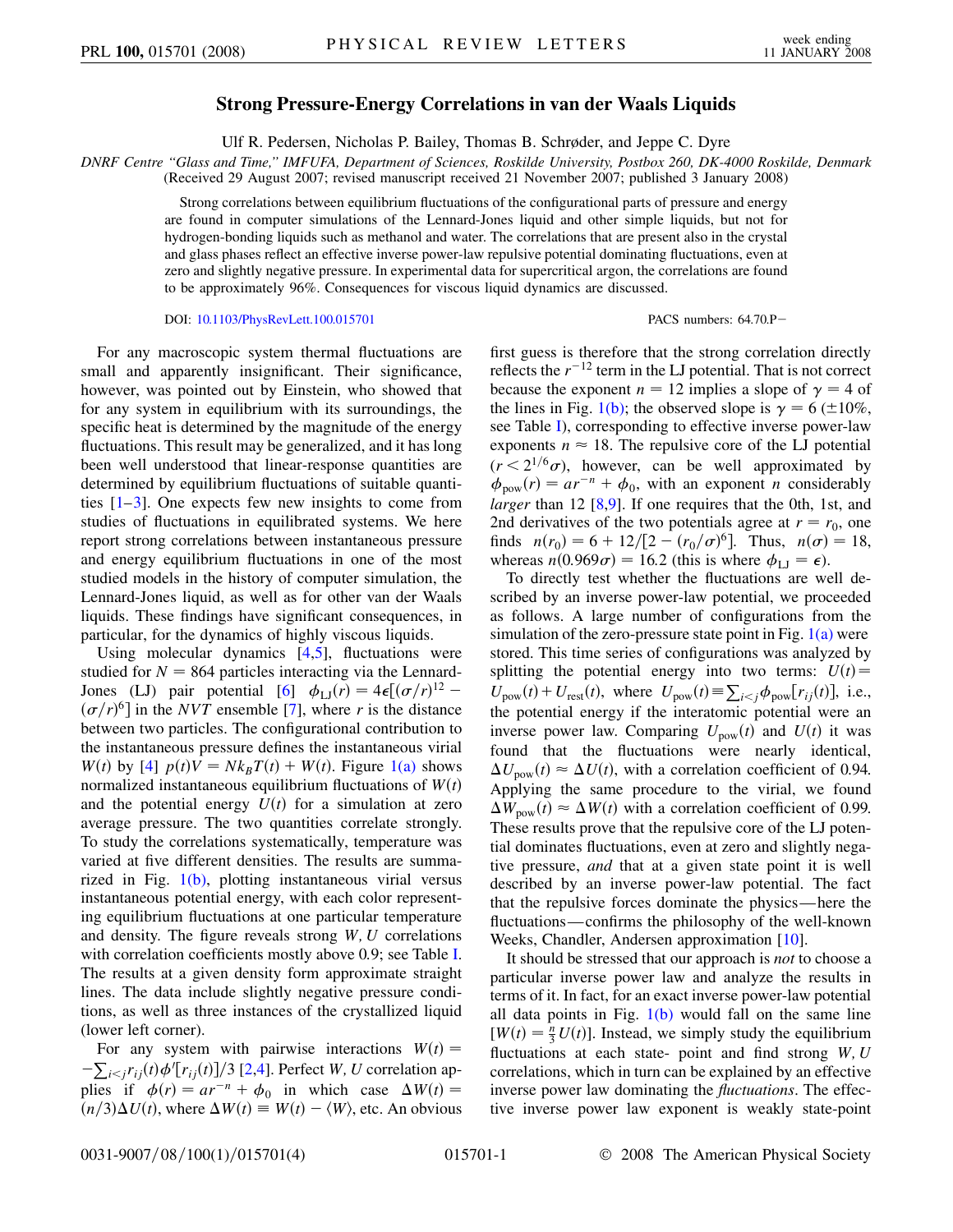# Strong Pressure-Energy Correlations in van der Waals Liquids

Ulf R. Pedersen, Nicholas P. Bailey, Thomas B. Schrøder, and Jeppe C. Dyre

*DNRF Centre "Glass and Time," IMFUFA, Department of Sciences, Roskilde University, Postbox 260, DK-4000 Roskilde, Denmark*
(Received 29 August 2007; revised manuscript received 21 November 2007; published 3 January 2008)

Strong correlations between equilibrium fluctuations of the configurational parts of pressure and energy are found in computer simulations of the Lennard-Jones liquid and other simple liquids, but not for hydrogen-bonding liquids such as methanol and water. The correlations that are present also in the crystal and glass phases reflect an effective inverse power-law repulsive potential dominating fluctuations, even at zero and slightly negative pressure. In experimental data for supercritical argon, the correlations are found to be approximately 96%. Consequences for viscous liquid dynamics are discussed.

DOI: 10.1103/PhysRevLett.100.015701

PACS numbers: 64.70.P−

For any macroscopic system thermal fluctuations are small and apparently insignificant. Their significance, however, was pointed out by Einstein, who showed that for any system in equilibrium with its surroundings, the specific heat is determined by the magnitude of the energy fluctuations. This result may be generalized, and it has long been well understood that linear-response quantities are determined by equilibrium fluctuations of suitable quantities [1–3]. One expects few new insights to come from studies of fluctuations in equilibrated systems. We here report strong correlations between instantaneous pressure and energy equilibrium fluctuations in one of the most studied models in the history of computer simulation, the Lennard-Jones liquid, as well as for other van der Waals liquids. These findings have significant consequences, in particular, for the dynamics of highly viscous liquids.

Using molecular dynamics [4,5], fluctuations were studied for $N = 864$ particles interacting via the Lennard-Jones (LJ) pair potential [6] $\phi_{LJ}(r) = 4\epsilon[(\sigma/r)^{12} - (\sigma/r)^6]$ in the *NVT* ensemble [7], where $r$ is the distance between two particles. The configurational contribution to the instantaneous pressure defines the instantaneous virial $W(t)$ by [4] $p(t)V = Nk_BT(t) + W(t)$. Figure 1(a) shows normalized instantaneous equilibrium fluctuations of $W(t)$ and the potential energy $U(t)$ for a simulation at zero average pressure. The two quantities correlate strongly. To study the correlations systematically, temperature was varied at five different densities. The results are summarized in Fig. 1(b), plotting instantaneous virial versus instantaneous potential energy, with each color representing equilibrium fluctuations at one particular temperature and density. The figure reveals strong $W, U$ correlations with correlation coefficients mostly above 0.9; see Table I. The results at a given density form approximate straight lines. The data include slightly negative pressure conditions, as well as three instances of the crystallized liquid (lower left corner).

For any system with pairwise interactions $W(t) = -\sum_{i<j} r_{ij}(t)\phi'[r_{ij}(t)]/3$ [2,4]. Perfect $W, U$ correlation applies if $\phi(r) = ar^{-n} + \phi_0$ in which case $\Delta W(t) = (n/3)\Delta U(t)$, where $\Delta W(t) \equiv W(t) - \langle W \rangle$, etc. An obvious first guess is therefore that the strong correlation directly reflects the $r^{-12}$ term in the LJ potential. That is not correct because the exponent $n = 12$ implies a slope of $\gamma = 4$ of the lines in Fig. 1(b); the observed slope is $\gamma = 6$ ($\pm 10\%$, see Table I), corresponding to effective inverse power-law exponents $n \approx 18$. The repulsive core of the LJ potential ($r < 2^{1/6}\sigma$), however, can be well approximated by $\phi_{\text{pow}}(r) = ar^{-n} + \phi_0$, with an exponent $n$ considerably *larger* than 12 [8,9]. If one requires that the 0th, 1st, and 2nd derivatives of the two potentials agree at $r = r_0$, one finds $n(r_0) = 6 + 12/[2 - (r_0/\sigma)^6]$. Thus, $n(\sigma) = 18$, whereas $n(0.969\sigma) = 16.2$ (this is where $\phi_{LJ} = \epsilon$).

To directly test whether the fluctuations are well described by an inverse power-law potential, we proceeded as follows. A large number of configurations from the simulation of the zero-pressure state point in Fig. 1(a) were stored. This time series of configurations was analyzed by splitting the potential energy into two terms: $U(t) = U_{\text{pow}}(t) + U_{\text{rest}}(t)$, where $U_{\text{pow}}(t) \equiv \sum_{i<j} \phi_{\text{pow}}[r_{ij}(t)]$, i.e., the potential energy if the interatomic potential were an inverse power law. Comparing $U_{\text{pow}}(t)$ and $U(t)$ it was found that the fluctuations were nearly identical, $\Delta U_{\text{pow}}(t) \approx \Delta U(t)$, with a correlation coefficient of 0.94. Applying the same procedure to the virial, we found $\Delta W_{\text{pow}}(t) \approx \Delta W(t)$ with a correlation coefficient of 0.99. These results prove that the repulsive core of the LJ potential dominates fluctuations, even at zero and slightly negative pressure, *and* that at a given state point it is well described by an inverse power-law potential. The fact that the repulsive forces dominate the physics—here the fluctuations—confirms the philosophy of the well-known Weeks, Chandler, Andersen approximation [10].

It should be stressed that our approach is *not* to choose a particular inverse power law and analyze the results in terms of it. In fact, for an exact inverse power-law potential all data points in Fig. 1(b) would fall on the same line [$W(t) = \frac{n}{3}U(t)$]. Instead, we simply study the equilibrium fluctuations at each state- point and find strong $W, U$ correlations, which in turn can be explained by an effective inverse power law dominating the *fluctuations*. The effective inverse power law exponent is weakly state-point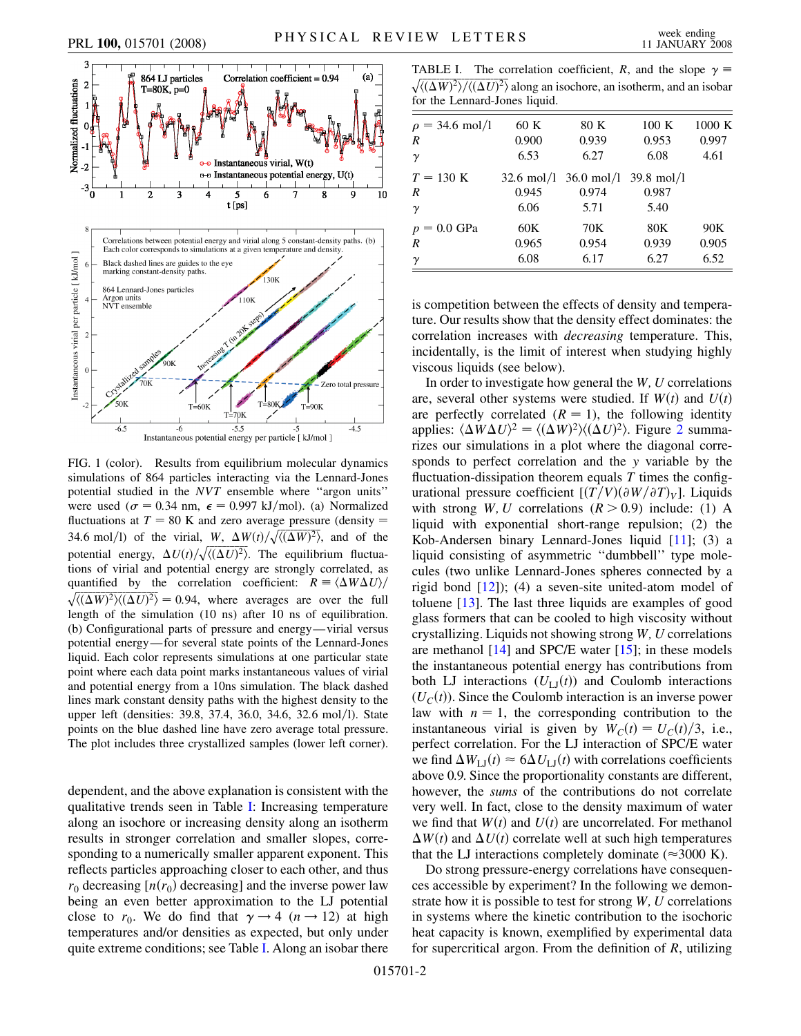FIG. 1 (color). Results from equilibrium molecular dynamics simulations of 864 particles interacting via the Lennard-Jones potential studied in the $NVT$ ensemble where "argon units" were used ($\sigma = 0.34$ nm, $\epsilon = 0.997$ kJ/mol). (a) Normalized fluctuations at $T = 80$ K and zero average pressure (density = 34.6 mol/l) of the virial, $W$, $\Delta W(t)/\sqrt{\langle(\Delta W)^2\rangle}$, and of the potential energy, $\Delta U(t)/\sqrt{\langle(\Delta U)^2\rangle}$. The equilibrium fluctuations of virial and potential energy are strongly correlated, as quantified by the correlation coefficient: $R \equiv \langle \Delta W \Delta U\rangle / \sqrt{\langle(\Delta W)^2\rangle\langle(\Delta U)^2\rangle} = 0.94$, where averages are over the full length of the simulation (10 ns) after 10 ns of equilibration. (b) Configurational parts of pressure and energy—virial versus potential energy—for several state points of the Lennard-Jones liquid. Each color represents simulations at one particular state point where each data point marks instantaneous values of virial and potential energy from a 10ns simulation. The black dashed lines mark constant density paths with the highest density to the upper left (densities: 39.8, 37.4, 36.0, 34.6, 32.6 mol/l). State points on the blue dashed line have zero average total pressure. The plot includes three crystallized samples (lower left corner).

dependent, and the above explanation is consistent with the qualitative trends seen in Table I: Increasing temperature along an isochore or increasing density along an isotherm results in stronger correlation and smaller slopes, corresponding to a numerically smaller apparent exponent. This reflects particles approaching closer to each other, and thus $r_0$ decreasing [$n(r_0)$ decreasing] and the inverse power law being an even better approximation to the LJ potential close to $r_0$. We do find that $\gamma \to 4$ ($n \to 12$) at high temperatures and/or densities as expected, but only under quite extreme conditions; see Table I. Along an isobar there

TABLE I. The correlation coefficient, $R$, and the slope $\gamma \equiv \sqrt{\langle(\Delta W)^2\rangle / \langle(\Delta U)^2\rangle}$ along an isochore, an isotherm, and an isobar for the Lennard-Jones liquid.

| $\rho = 34.6$ mol/l | 60 K | 80 K | 100 K | 1000 K |
|---|---|---|---|---|
| $R$ | 0.900 | 0.939 | 0.953 | 0.997 |
| $\gamma$ | 6.53 | 6.27 | 6.08 | 4.61 |
| $T = 130$ K | 32.6 mol/l | 36.0 mol/l | 39.8 mol/l | |
| $R$ | 0.945 | 0.974 | 0.987 | |
| $\gamma$ | 6.06 | 5.71 | 5.40 | |
| $p = 0.0$ GPa | 60K | 70K | 80K | 90K |
| $R$ | 0.965 | 0.954 | 0.939 | 0.905 |
| $\gamma$ | 6.08 | 6.17 | 6.27 | 6.52 |

is competition between the effects of density and temperature. Our results show that the density effect dominates: the correlation increases with *decreasing* temperature. This, incidentally, is the limit of interest when studying highly viscous liquids (see below).

In order to investigate how general the $W$, $U$ correlations are, several other systems were studied. If $W(t)$ and $U(t)$ are perfectly correlated ($R = 1$), the following identity applies: $\langle \Delta W \Delta U\rangle^2 = \langle(\Delta W)^2\rangle\langle(\Delta U)^2\rangle$. Figure 2 summarizes our simulations in a plot where the diagonal corresponds to perfect correlation and the $y$ variable by the fluctuation-dissipation theorem equals $T$ times the configurational pressure coefficient $[(T/V)(\partial W/\partial T)_V]$. Liquids with strong $W$, $U$ correlations ($R > 0.9$) include: (1) A liquid with exponential short-range repulsion; (2) the Kob-Andersen binary Lennard-Jones liquid [11]; (3) a liquid consisting of asymmetric "dumbbell" type molecules (two unlike Lennard-Jones spheres connected by a rigid bond [12]); (4) a seven-site united-atom model of toluene [13]. The last three liquids are examples of good glass formers that can be cooled to high viscosity without crystallizing. Liquids not showing strong $W$, $U$ correlations are methanol [14] and SPC/E water [15]; in these models the instantaneous potential energy has contributions from both LJ interactions ($U_{LJ}(t)$) and Coulomb interactions ($U_C(t)$). Since the Coulomb interaction is an inverse power law with $n = 1$, the corresponding contribution to the instantaneous virial is given by $W_C(t) = U_C(t)/3$, i.e., perfect correlation. For the LJ interaction of SPC/E water we find $\Delta W_{LJ}(t) \approx 6\Delta U_{LJ}(t)$ with correlations coefficients above 0.9. Since the proportionality constants are different, however, the *sums* of the contributions do not correlate very well. In fact, close to the density maximum of water we find that $W(t)$ and $U(t)$ are uncorrelated. For methanol $\Delta W(t)$ and $\Delta U(t)$ correlate well at such high temperatures that the LJ interactions completely dominate ($\approx$3000 K).

Do strong pressure-energy correlations have consequences accessible by experiment? In the following we demonstrate how it is possible to test for strong $W$, $U$ correlations in systems where the kinetic contribution to the isochoric heat capacity is known, exemplified by experimental data for supercritical argon. From the definition of $R$, utilizing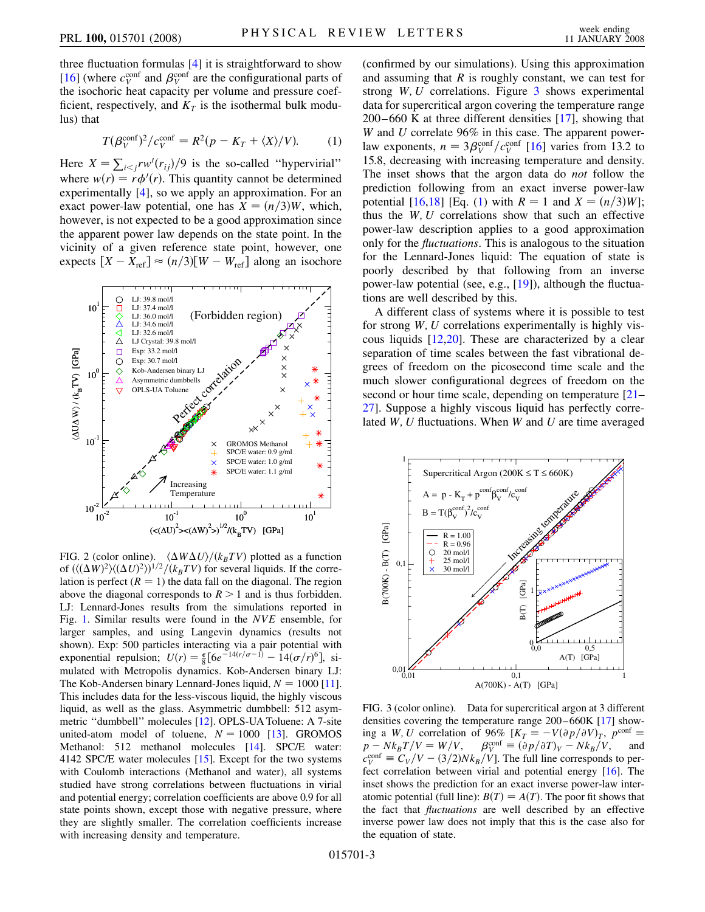three fluctuation formulas [4] it is straightforward to show [16] (where $c_V^{\rm conf}$ and $\beta_V^{\rm conf}$ are the configurational parts of the isochoric heat capacity per volume and pressure coefficient, respectively, and $K_T$ is the isothermal bulk modulus) that

$$T(\beta_V^{\rm conf})^2/c_V^{\rm conf} = R^2(p - K_T + \langle X\rangle/V). \qquad (1)$$

Here $X = \sum_{i<j} r w'(r_{ij})/9$ is the so-called "hypervirial" where $w(r) = r\phi'(r)$. This quantity cannot be determined experimentally [4], so we apply an approximation. For an exact power-law potential, one has $X = (n/3)W$, which, however, is not expected to be a good approximation since the apparent power law depends on the state point. In the vicinity of a given reference state point, however, one expects $[X - X_{\rm ref}] \approx (n/3)[W - W_{\rm ref}]$ along an isochore (confirmed by our simulations). Using this approximation and assuming that $R$ is roughly constant, we can test for strong $W, U$ correlations. Figure 3 shows experimental data for supercritical argon covering the temperature range 200–660 K at three different densities [17], showing that $W$ and $U$ correlate 96% in this case. The apparent power-law exponents, $n = 3\beta_V^{\rm conf}/c_V^{\rm conf}$ [16] varies from 13.2 to 15.8, decreasing with increasing temperature and density. The inset shows that the argon data do *not* follow the prediction following from an exact inverse power-law potential [16,18] [Eq. (1) with $R = 1$ and $X = (n/3)W$]; thus the $W, U$ correlations show that such an effective power-law description applies to a good approximation only for the *fluctuations*. This is analogous to the situation for the Lennard-Jones liquid: The equation of state is poorly described by that following from an inverse power-law potential (see, e.g., [19]), although the fluctuations are well described by this.

FIG. 2 (color online). $\langle \Delta W \Delta U\rangle/(k_BTV)$ plotted as a function of $(\langle(\Delta W)^2\rangle\langle(\Delta U)^2\rangle)^{1/2}/(k_BTV)$ for several liquids. If the correlation is perfect ($R = 1$) the data fall on the diagonal. The region above the diagonal corresponds to $R > 1$ and is thus forbidden. LJ: Lennard-Jones results from the simulations reported in Fig. 1. Similar results were found in the *NVE* ensemble, for larger samples, and using Langevin dynamics (results not shown). Exp: 500 particles interacting via a pair potential with exponential repulsion; $U(r) = \frac{\epsilon}{8}[6e^{-14(r/\sigma-1)} - 14(\sigma/r)^6]$, simulated with Metropolis dynamics. Kob-Andersen binary LJ: The Kob-Andersen binary Lennard-Jones liquid, $N = 1000$ [11]. This includes data for the less-viscous liquid, the highly viscous liquid, as well as the glass. Asymmetric dumbbell: 512 asymmetric "dumbbell" molecules [12]. OPLS-UA Toluene: A 7-site united-atom model of toluene, $N = 1000$ [13]. GROMOS Methanol: 512 methanol molecules [14]. SPC/E water: 4142 SPC/E water molecules [15]. Except for the two systems with Coulomb interactions (Methanol and water), all systems studied have strong correlations between fluctuations in virial and potential energy; correlation coefficients are above 0.9 for all state points shown, except those with negative pressure, where they are slightly smaller. The correlation coefficients increase with increasing density and temperature.

A different class of systems where it is possible to test for strong $W, U$ correlations experimentally is highly viscous liquids [12,20]. These are characterized by a clear separation of time scales between the fast vibrational degrees of freedom on the picosecond time scale and the much slower configurational degrees of freedom on the second or hour time scale, depending on temperature [21–27]. Suppose a highly viscous liquid has perfectly correlated $W, U$ fluctuations. When $W$ and $U$ are time averaged

FIG. 3 (color online). Data for supercritical argon at 3 different densities covering the temperature range 200–660K [17] showing a $W, U$ correlation of 96% [$K_T \equiv -V(\partial p/\partial V)_T$, $p^{\rm conf} \equiv p - Nk_BT/V = W/V$, $\beta_V^{\rm conf} \equiv (\partial p/\partial T)_V - Nk_B/V$, and $c_V^{\rm conf} \equiv C_V/V - (3/2)Nk_B/V$]. The full line corresponds to perfect correlation between virial and potential energy [16]. The inset shows the prediction for an exact inverse power-law interatomic potential (full line): $B(T) = A(T)$. The poor fit shows that the fact that *fluctuations* are well described by an effective inverse power law does not imply that this is the case also for the equation of state.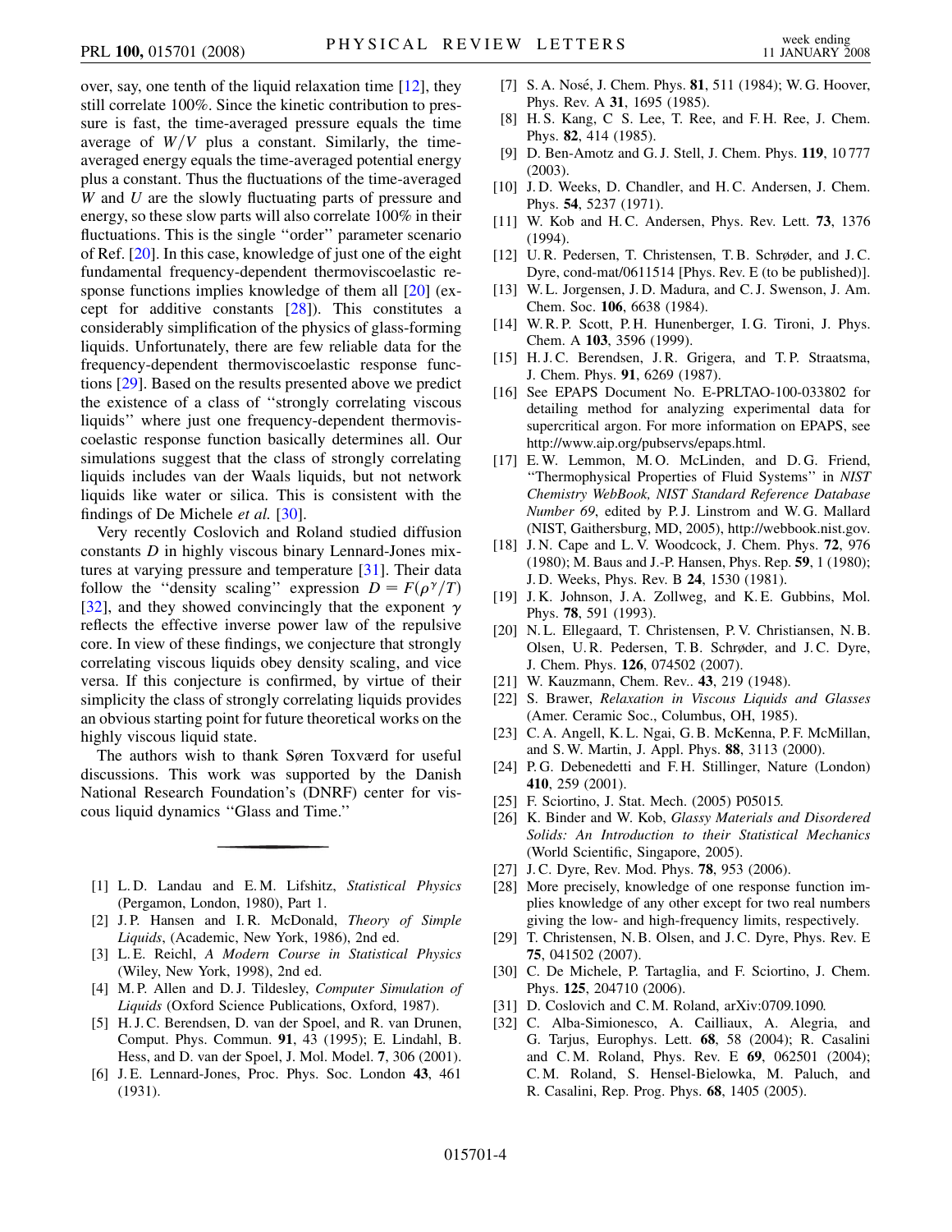over, say, one tenth of the liquid relaxation time [12], they still correlate 100%. Since the kinetic contribution to pressure is fast, the time-averaged pressure equals the time average of $W/V$ plus a constant. Similarly, the time-averaged energy equals the time-averaged potential energy plus a constant. Thus the fluctuations of the time-averaged $W$ and $U$ are the slowly fluctuating parts of pressure and energy, so these slow parts will also correlate 100% in their fluctuations. This is the single "order" parameter scenario of Ref. [20]. In this case, knowledge of just one of the eight fundamental frequency-dependent thermoviscoelastic response functions implies knowledge of them all [20] (except for additive constants [28]). This constitutes a considerably simplification of the physics of glass-forming liquids. Unfortunately, there are few reliable data for the frequency-dependent thermoviscoelastic response functions [29]. Based on the results presented above we predict the existence of a class of "strongly correlating viscous liquids" where just one frequency-dependent thermoviscoelastic response function basically determines all. Our simulations suggest that the class of strongly correlating liquids includes van der Waals liquids, but not network liquids like water or silica. This is consistent with the findings of De Michele *et al.* [30].

Very recently Coslovich and Roland studied diffusion constants $D$ in highly viscous binary Lennard-Jones mixtures at varying pressure and temperature [31]. Their data follow the "density scaling" expression $D = F(\rho^\gamma/T)$ [32], and they showed convincingly that the exponent $\gamma$ reflects the effective inverse power law of the repulsive core. In view of these findings, we conjecture that strongly correlating viscous liquids obey density scaling, and vice versa. If this conjecture is confirmed, by virtue of their simplicity the class of strongly correlating liquids provides an obvious starting point for future theoretical works on the highly viscous liquid state.

The authors wish to thank Søren Toxværd for useful discussions. This work was supported by the Danish National Research Foundation's (DNRF) center for viscous liquid dynamics "Glass and Time."

---

[1] L. D. Landau and E. M. Lifshitz, *Statistical Physics* (Pergamon, London, 1980), Part 1.

[2] J. P. Hansen and I. R. McDonald, *Theory of Simple Liquids*, (Academic, New York, 1986), 2nd ed.

[3] L. E. Reichl, *A Modern Course in Statistical Physics* (Wiley, New York, 1998), 2nd ed.

[4] M. P. Allen and D. J. Tildesley, *Computer Simulation of Liquids* (Oxford Science Publications, Oxford, 1987).

[5] H. J. C. Berendsen, D. van der Spoel, and R. van Drunen, Comput. Phys. Commun. **91**, 43 (1995); E. Lindahl, B. Hess, and D. van der Spoel, J. Mol. Model. **7**, 306 (2001).

[6] J. E. Lennard-Jones, Proc. Phys. Soc. London **43**, 461 (1931).

[7] S. A. Nosé, J. Chem. Phys. **81**, 511 (1984); W. G. Hoover, Phys. Rev. A **31**, 1695 (1985).

[8] H. S. Kang, C S. Lee, T. Ree, and F. H. Ree, J. Chem. Phys. **82**, 414 (1985).

[9] D. Ben-Amotz and G. J. Stell, J. Chem. Phys. **119**, 10 777 (2003).

[10] J. D. Weeks, D. Chandler, and H. C. Andersen, J. Chem. Phys. **54**, 5237 (1971).

[11] W. Kob and H. C. Andersen, Phys. Rev. Lett. **73**, 1376 (1994).

[12] U. R. Pedersen, T. Christensen, T. B. Schrøder, and J. C. Dyre, cond-mat/0611514 [Phys. Rev. E (to be published)].

[13] W. L. Jorgensen, J. D. Madura, and C. J. Swenson, J. Am. Chem. Soc. **106**, 6638 (1984).

[14] W. R. P. Scott, P. H. Hunenberger, I. G. Tironi, J. Phys. Chem. A **103**, 3596 (1999).

[15] H. J. C. Berendsen, J. R. Grigera, and T. P. Straatsma, J. Chem. Phys. **91**, 6269 (1987).

[16] See EPAPS Document No. E-PRLTAO-100-033802 for detailing method for analyzing experimental data for supercritical argon. For more information on EPAPS, see http://www.aip.org/pubservs/epaps.html.

[17] E. W. Lemmon, M. O. McLinden, and D. G. Friend, "Thermophysical Properties of Fluid Systems" in *NIST Chemistry WebBook, NIST Standard Reference Database Number 69*, edited by P. J. Linstrom and W. G. Mallard (NIST, Gaithersburg, MD, 2005), http://webbook.nist.gov.

[18] J. N. Cape and L. V. Woodcock, J. Chem. Phys. **72**, 976 (1980); M. Baus and J.-P. Hansen, Phys. Rep. **59**, 1 (1980); J. D. Weeks, Phys. Rev. B **24**, 1530 (1981).

[19] J. K. Johnson, J. A. Zollweg, and K. E. Gubbins, Mol. Phys. **78**, 591 (1993).

[20] N. L. Ellegaard, T. Christensen, P. V. Christiansen, N. B. Olsen, U. R. Pedersen, T. B. Schrøder, and J. C. Dyre, J. Chem. Phys. **126**, 074502 (2007).

[21] W. Kauzmann, Chem. Rev.. **43**, 219 (1948).

[22] S. Brawer, *Relaxation in Viscous Liquids and Glasses* (Amer. Ceramic Soc., Columbus, OH, 1985).

[23] C. A. Angell, K. L. Ngai, G. B. McKenna, P. F. McMillan, and S. W. Martin, J. Appl. Phys. **88**, 3113 (2000).

[24] P. G. Debenedetti and F. H. Stillinger, Nature (London) **410**, 259 (2001).

[25] F. Sciortino, J. Stat. Mech. (2005) P05015.

[26] K. Binder and W. Kob, *Glassy Materials and Disordered Solids: An Introduction to their Statistical Mechanics* (World Scientific, Singapore, 2005).

[27] J. C. Dyre, Rev. Mod. Phys. **78**, 953 (2006).

[28] More precisely, knowledge of one response function implies knowledge of any other except for two real numbers giving the low- and high-frequency limits, respectively.

[29] T. Christensen, N. B. Olsen, and J. C. Dyre, Phys. Rev. E **75**, 041502 (2007).

[30] C. De Michele, P. Tartaglia, and F. Sciortino, J. Chem. Phys. **125**, 204710 (2006).

[31] D. Coslovich and C. M. Roland, arXiv:0709.1090.

[32] C. Alba-Simionesco, A. Cailliaux, A. Alegria, and G. Tarjus, Europhys. Lett. **68**, 58 (2004); R. Casalini and C. M. Roland, Phys. Rev. E **69**, 062501 (2004); C. M. Roland, S. Hensel-Bielowka, M. Paluch, and R. Casalini, Rep. Prog. Phys. **68**, 1405 (2005).